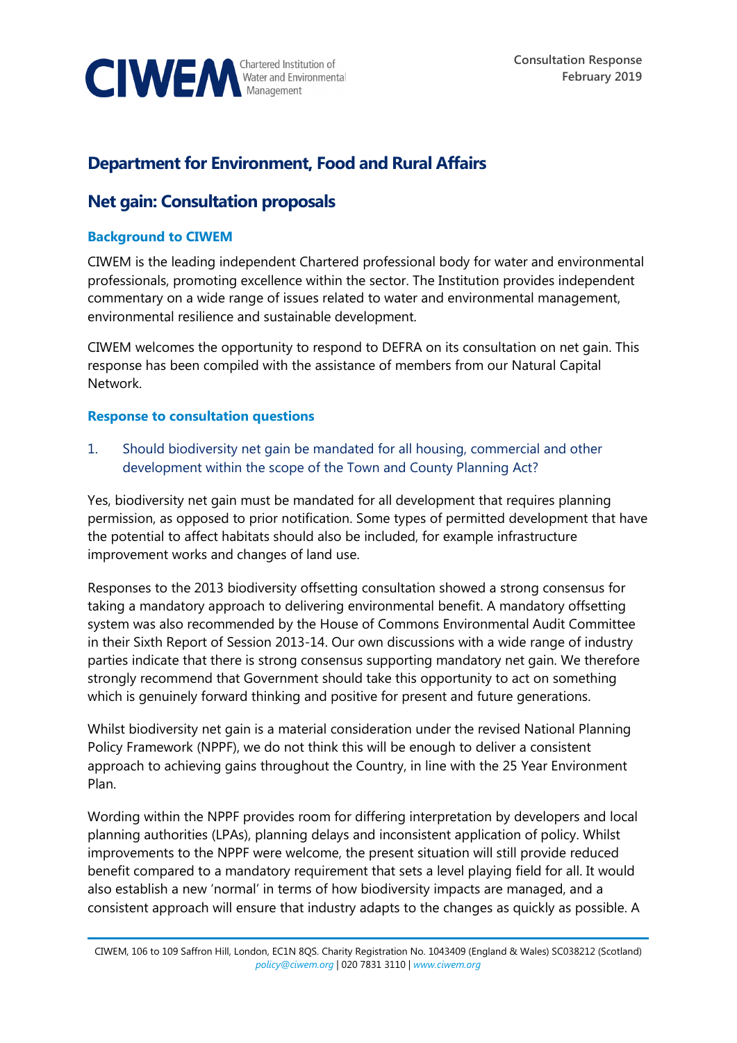CIWEM Chartered Institution of Water and Environmental Management

**Consultation Response**
**February 2019**

# Department for Environment, Food and Rural Affairs

## Net gain: Consultation proposals

### Background to CIWEM

CIWEM is the leading independent Chartered professional body for water and environmental professionals, promoting excellence within the sector. The Institution provides independent commentary on a wide range of issues related to water and environmental management, environmental resilience and sustainable development.

CIWEM welcomes the opportunity to respond to DEFRA on its consultation on net gain. This response has been compiled with the assistance of members from our Natural Capital Network.

### Response to consultation questions

1. Should biodiversity net gain be mandated for all housing, commercial and other development within the scope of the Town and County Planning Act?

Yes, biodiversity net gain must be mandated for all development that requires planning permission, as opposed to prior notification. Some types of permitted development that have the potential to affect habitats should also be included, for example infrastructure improvement works and changes of land use.

Responses to the 2013 biodiversity offsetting consultation showed a strong consensus for taking a mandatory approach to delivering environmental benefit. A mandatory offsetting system was also recommended by the House of Commons Environmental Audit Committee in their Sixth Report of Session 2013-14. Our own discussions with a wide range of industry parties indicate that there is strong consensus supporting mandatory net gain. We therefore strongly recommend that Government should take this opportunity to act on something which is genuinely forward thinking and positive for present and future generations.

Whilst biodiversity net gain is a material consideration under the revised National Planning Policy Framework (NPPF), we do not think this will be enough to deliver a consistent approach to achieving gains throughout the Country, in line with the 25 Year Environment Plan.

Wording within the NPPF provides room for differing interpretation by developers and local planning authorities (LPAs), planning delays and inconsistent application of policy. Whilst improvements to the NPPF were welcome, the present situation will still provide reduced benefit compared to a mandatory requirement that sets a level playing field for all. It would also establish a new 'normal' in terms of how biodiversity impacts are managed, and a consistent approach will ensure that industry adapts to the changes as quickly as possible. A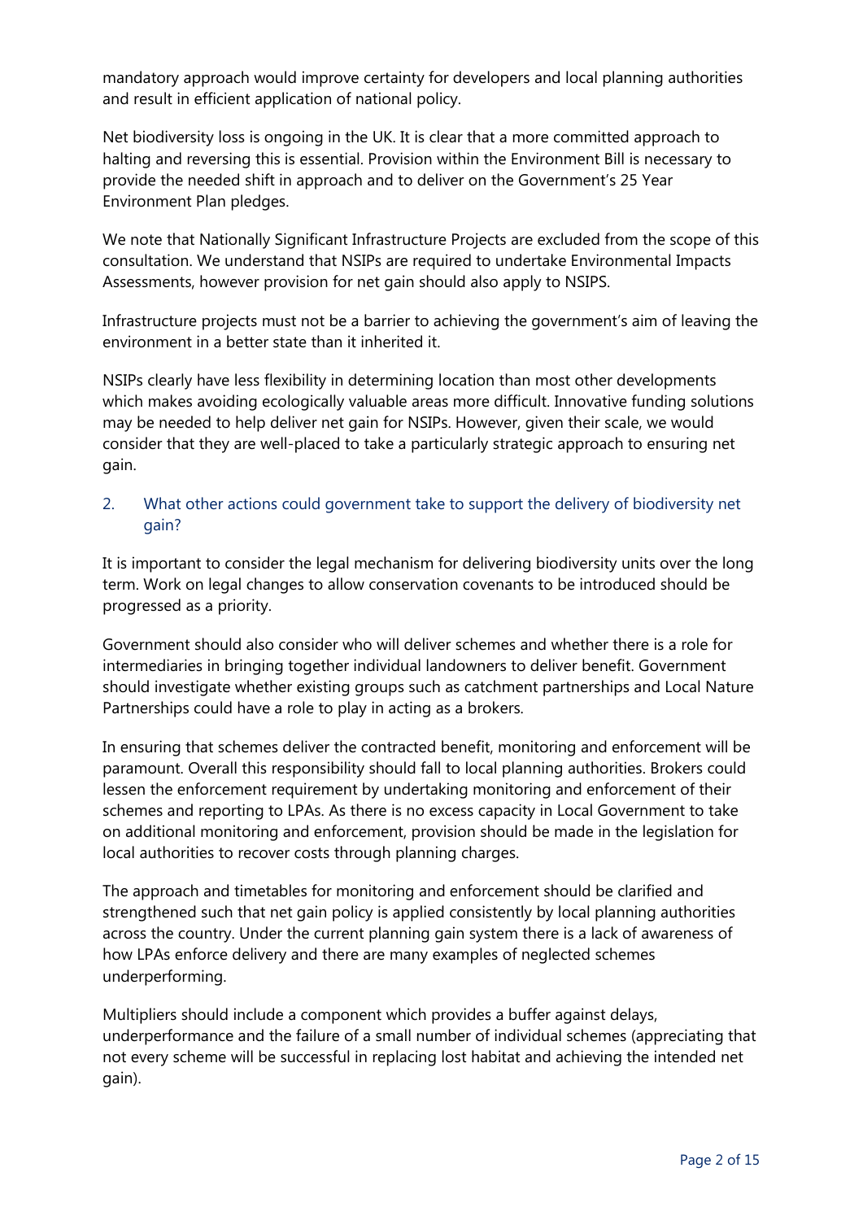mandatory approach would improve certainty for developers and local planning authorities and result in efficient application of national policy.

Net biodiversity loss is ongoing in the UK. It is clear that a more committed approach to halting and reversing this is essential. Provision within the Environment Bill is necessary to provide the needed shift in approach and to deliver on the Government's 25 Year Environment Plan pledges.

We note that Nationally Significant Infrastructure Projects are excluded from the scope of this consultation. We understand that NSIPs are required to undertake Environmental Impacts Assessments, however provision for net gain should also apply to NSIPS.

Infrastructure projects must not be a barrier to achieving the government's aim of leaving the environment in a better state than it inherited it.

NSIPs clearly have less flexibility in determining location than most other developments which makes avoiding ecologically valuable areas more difficult. Innovative funding solutions may be needed to help deliver net gain for NSIPs. However, given their scale, we would consider that they are well-placed to take a particularly strategic approach to ensuring net gain.

## 2. What other actions could government take to support the delivery of biodiversity net gain?

It is important to consider the legal mechanism for delivering biodiversity units over the long term. Work on legal changes to allow conservation covenants to be introduced should be progressed as a priority.

Government should also consider who will deliver schemes and whether there is a role for intermediaries in bringing together individual landowners to deliver benefit. Government should investigate whether existing groups such as catchment partnerships and Local Nature Partnerships could have a role to play in acting as a brokers.

In ensuring that schemes deliver the contracted benefit, monitoring and enforcement will be paramount. Overall this responsibility should fall to local planning authorities. Brokers could lessen the enforcement requirement by undertaking monitoring and enforcement of their schemes and reporting to LPAs. As there is no excess capacity in Local Government to take on additional monitoring and enforcement, provision should be made in the legislation for local authorities to recover costs through planning charges.

The approach and timetables for monitoring and enforcement should be clarified and strengthened such that net gain policy is applied consistently by local planning authorities across the country. Under the current planning gain system there is a lack of awareness of how LPAs enforce delivery and there are many examples of neglected schemes underperforming.

Multipliers should include a component which provides a buffer against delays, underperformance and the failure of a small number of individual schemes (appreciating that not every scheme will be successful in replacing lost habitat and achieving the intended net gain).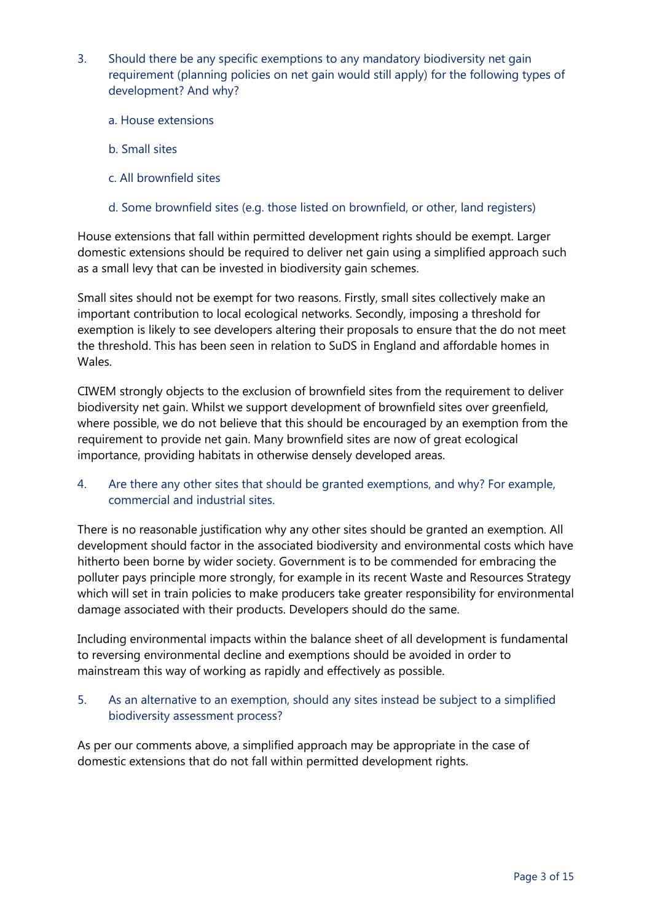3. Should there be any specific exemptions to any mandatory biodiversity net gain requirement (planning policies on net gain would still apply) for the following types of development? And why?

   a. House extensions

   b. Small sites

   c. All brownfield sites

   d. Some brownfield sites (e.g. those listed on brownfield, or other, land registers)

House extensions that fall within permitted development rights should be exempt. Larger domestic extensions should be required to deliver net gain using a simplified approach such as a small levy that can be invested in biodiversity gain schemes.

Small sites should not be exempt for two reasons. Firstly, small sites collectively make an important contribution to local ecological networks. Secondly, imposing a threshold for exemption is likely to see developers altering their proposals to ensure that the do not meet the threshold. This has been seen in relation to SuDS in England and affordable homes in Wales.

CIWEM strongly objects to the exclusion of brownfield sites from the requirement to deliver biodiversity net gain. Whilst we support development of brownfield sites over greenfield, where possible, we do not believe that this should be encouraged by an exemption from the requirement to provide net gain. Many brownfield sites are now of great ecological importance, providing habitats in otherwise densely developed areas.

4. Are there any other sites that should be granted exemptions, and why? For example, commercial and industrial sites.

There is no reasonable justification why any other sites should be granted an exemption. All development should factor in the associated biodiversity and environmental costs which have hitherto been borne by wider society. Government is to be commended for embracing the polluter pays principle more strongly, for example in its recent Waste and Resources Strategy which will set in train policies to make producers take greater responsibility for environmental damage associated with their products. Developers should do the same.

Including environmental impacts within the balance sheet of all development is fundamental to reversing environmental decline and exemptions should be avoided in order to mainstream this way of working as rapidly and effectively as possible.

5. As an alternative to an exemption, should any sites instead be subject to a simplified biodiversity assessment process?

As per our comments above, a simplified approach may be appropriate in the case of domestic extensions that do not fall within permitted development rights.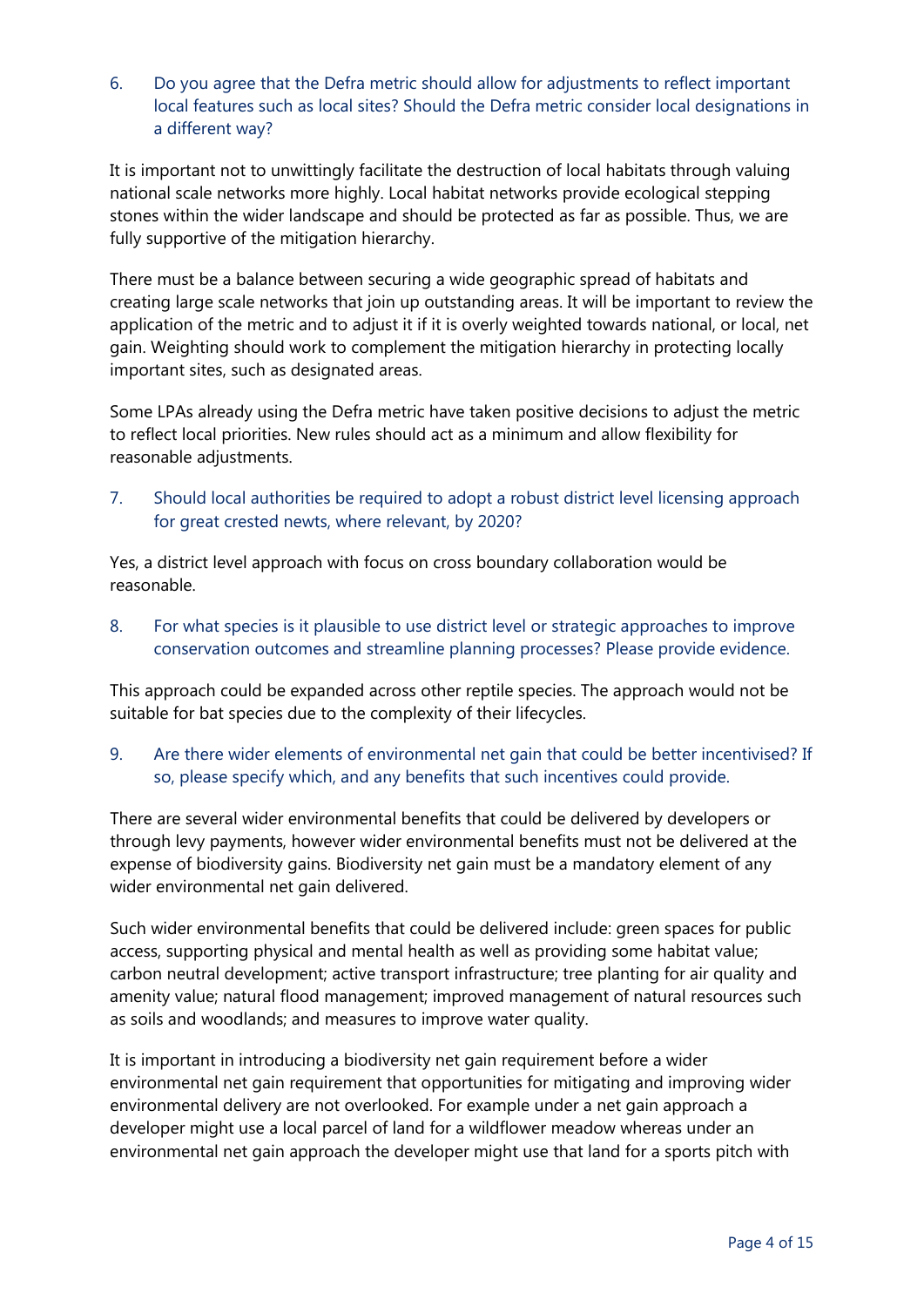6. Do you agree that the Defra metric should allow for adjustments to reflect important local features such as local sites? Should the Defra metric consider local designations in a different way?

It is important not to unwittingly facilitate the destruction of local habitats through valuing national scale networks more highly. Local habitat networks provide ecological stepping stones within the wider landscape and should be protected as far as possible. Thus, we are fully supportive of the mitigation hierarchy.

There must be a balance between securing a wide geographic spread of habitats and creating large scale networks that join up outstanding areas. It will be important to review the application of the metric and to adjust it if it is overly weighted towards national, or local, net gain. Weighting should work to complement the mitigation hierarchy in protecting locally important sites, such as designated areas.

Some LPAs already using the Defra metric have taken positive decisions to adjust the metric to reflect local priorities. New rules should act as a minimum and allow flexibility for reasonable adjustments.

7. Should local authorities be required to adopt a robust district level licensing approach for great crested newts, where relevant, by 2020?

Yes, a district level approach with focus on cross boundary collaboration would be reasonable.

8. For what species is it plausible to use district level or strategic approaches to improve conservation outcomes and streamline planning processes? Please provide evidence.

This approach could be expanded across other reptile species. The approach would not be suitable for bat species due to the complexity of their lifecycles.

9. Are there wider elements of environmental net gain that could be better incentivised? If so, please specify which, and any benefits that such incentives could provide.

There are several wider environmental benefits that could be delivered by developers or through levy payments, however wider environmental benefits must not be delivered at the expense of biodiversity gains. Biodiversity net gain must be a mandatory element of any wider environmental net gain delivered.

Such wider environmental benefits that could be delivered include: green spaces for public access, supporting physical and mental health as well as providing some habitat value; carbon neutral development; active transport infrastructure; tree planting for air quality and amenity value; natural flood management; improved management of natural resources such as soils and woodlands; and measures to improve water quality.

It is important in introducing a biodiversity net gain requirement before a wider environmental net gain requirement that opportunities for mitigating and improving wider environmental delivery are not overlooked. For example under a net gain approach a developer might use a local parcel of land for a wildflower meadow whereas under an environmental net gain approach the developer might use that land for a sports pitch with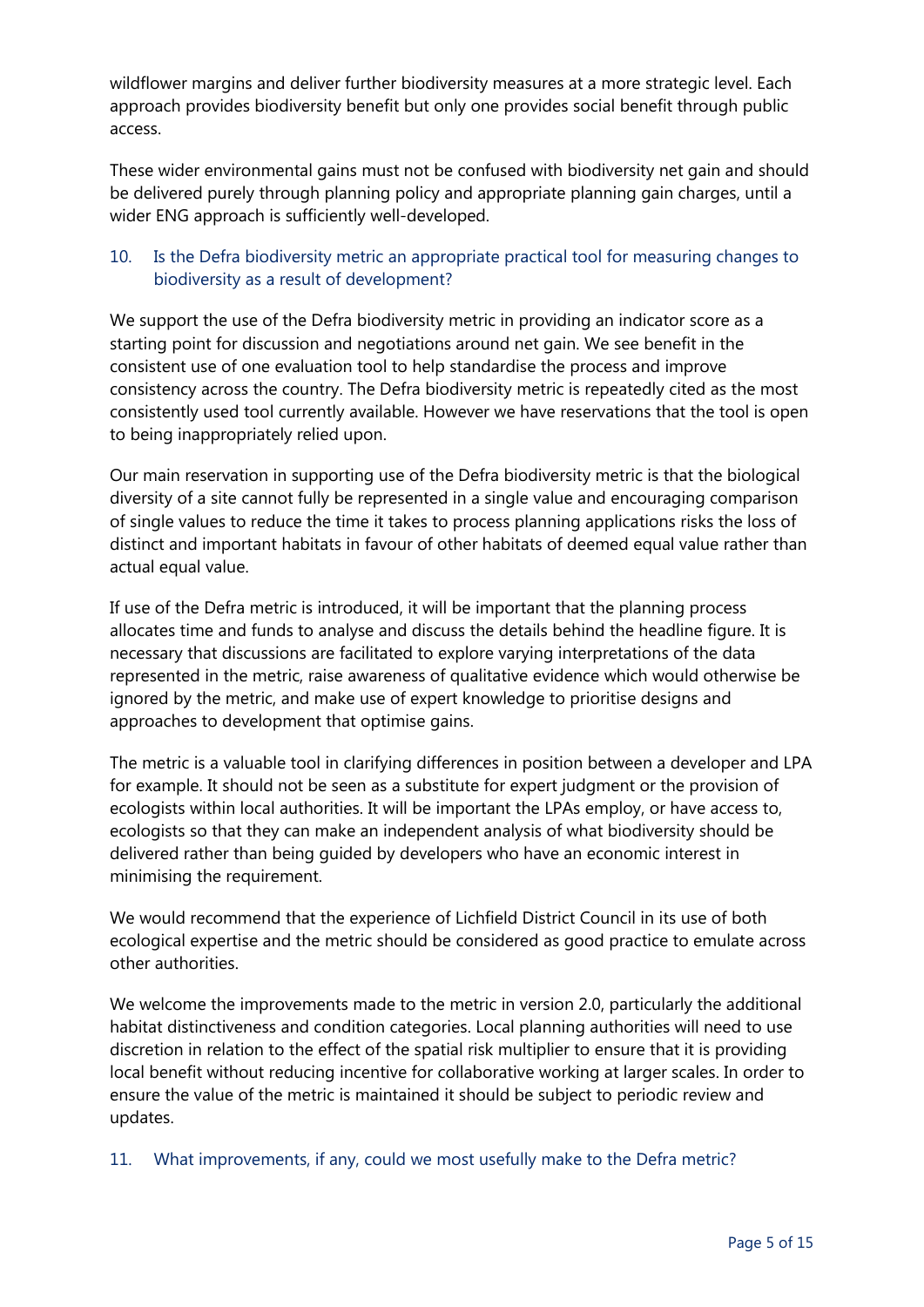wildflower margins and deliver further biodiversity measures at a more strategic level. Each approach provides biodiversity benefit but only one provides social benefit through public access.

These wider environmental gains must not be confused with biodiversity net gain and should be delivered purely through planning policy and appropriate planning gain charges, until a wider ENG approach is sufficiently well-developed.

### 10. Is the Defra biodiversity metric an appropriate practical tool for measuring changes to biodiversity as a result of development?

We support the use of the Defra biodiversity metric in providing an indicator score as a starting point for discussion and negotiations around net gain. We see benefit in the consistent use of one evaluation tool to help standardise the process and improve consistency across the country. The Defra biodiversity metric is repeatedly cited as the most consistently used tool currently available. However we have reservations that the tool is open to being inappropriately relied upon.

Our main reservation in supporting use of the Defra biodiversity metric is that the biological diversity of a site cannot fully be represented in a single value and encouraging comparison of single values to reduce the time it takes to process planning applications risks the loss of distinct and important habitats in favour of other habitats of deemed equal value rather than actual equal value.

If use of the Defra metric is introduced, it will be important that the planning process allocates time and funds to analyse and discuss the details behind the headline figure. It is necessary that discussions are facilitated to explore varying interpretations of the data represented in the metric, raise awareness of qualitative evidence which would otherwise be ignored by the metric, and make use of expert knowledge to prioritise designs and approaches to development that optimise gains.

The metric is a valuable tool in clarifying differences in position between a developer and LPA for example. It should not be seen as a substitute for expert judgment or the provision of ecologists within local authorities. It will be important the LPAs employ, or have access to, ecologists so that they can make an independent analysis of what biodiversity should be delivered rather than being guided by developers who have an economic interest in minimising the requirement.

We would recommend that the experience of Lichfield District Council in its use of both ecological expertise and the metric should be considered as good practice to emulate across other authorities.

We welcome the improvements made to the metric in version 2.0, particularly the additional habitat distinctiveness and condition categories. Local planning authorities will need to use discretion in relation to the effect of the spatial risk multiplier to ensure that it is providing local benefit without reducing incentive for collaborative working at larger scales. In order to ensure the value of the metric is maintained it should be subject to periodic review and updates.

### 11. What improvements, if any, could we most usefully make to the Defra metric?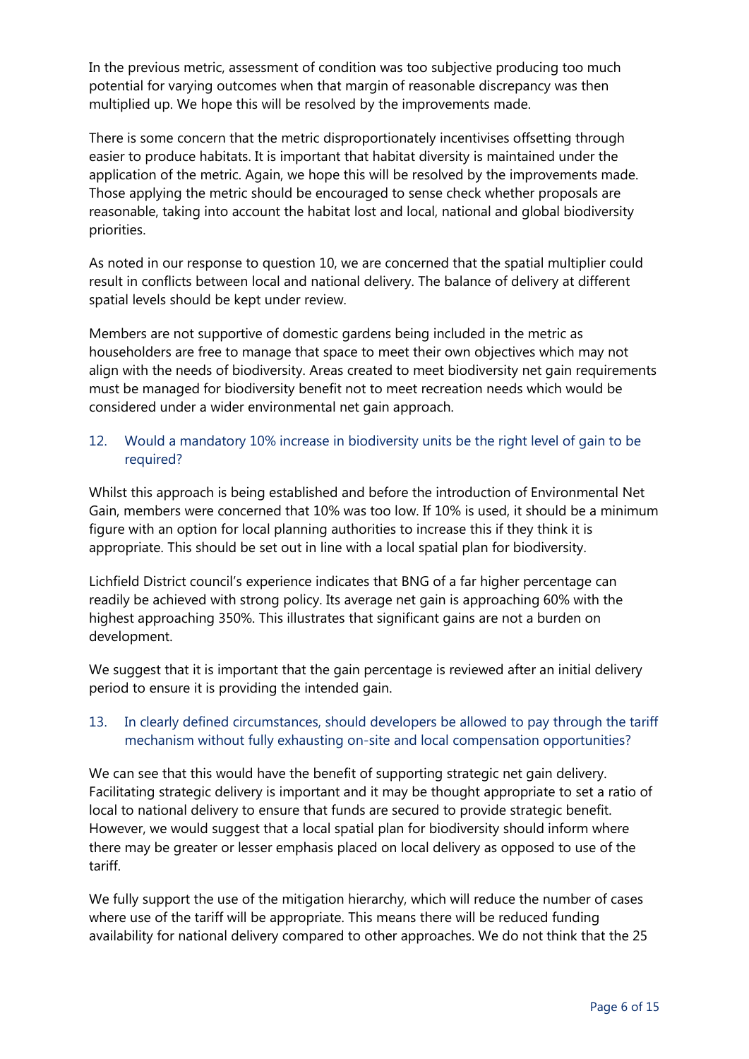In the previous metric, assessment of condition was too subjective producing too much potential for varying outcomes when that margin of reasonable discrepancy was then multiplied up. We hope this will be resolved by the improvements made.

There is some concern that the metric disproportionately incentivises offsetting through easier to produce habitats. It is important that habitat diversity is maintained under the application of the metric. Again, we hope this will be resolved by the improvements made. Those applying the metric should be encouraged to sense check whether proposals are reasonable, taking into account the habitat lost and local, national and global biodiversity priorities.

As noted in our response to question 10, we are concerned that the spatial multiplier could result in conflicts between local and national delivery. The balance of delivery at different spatial levels should be kept under review.

Members are not supportive of domestic gardens being included in the metric as householders are free to manage that space to meet their own objectives which may not align with the needs of biodiversity. Areas created to meet biodiversity net gain requirements must be managed for biodiversity benefit not to meet recreation needs which would be considered under a wider environmental net gain approach.

### 12. Would a mandatory 10% increase in biodiversity units be the right level of gain to be required?

Whilst this approach is being established and before the introduction of Environmental Net Gain, members were concerned that 10% was too low. If 10% is used, it should be a minimum figure with an option for local planning authorities to increase this if they think it is appropriate. This should be set out in line with a local spatial plan for biodiversity.

Lichfield District council's experience indicates that BNG of a far higher percentage can readily be achieved with strong policy. Its average net gain is approaching 60% with the highest approaching 350%. This illustrates that significant gains are not a burden on development.

We suggest that it is important that the gain percentage is reviewed after an initial delivery period to ensure it is providing the intended gain.

### 13. In clearly defined circumstances, should developers be allowed to pay through the tariff mechanism without fully exhausting on-site and local compensation opportunities?

We can see that this would have the benefit of supporting strategic net gain delivery. Facilitating strategic delivery is important and it may be thought appropriate to set a ratio of local to national delivery to ensure that funds are secured to provide strategic benefit. However, we would suggest that a local spatial plan for biodiversity should inform where there may be greater or lesser emphasis placed on local delivery as opposed to use of the tariff.

We fully support the use of the mitigation hierarchy, which will reduce the number of cases where use of the tariff will be appropriate. This means there will be reduced funding availability for national delivery compared to other approaches. We do not think that the 25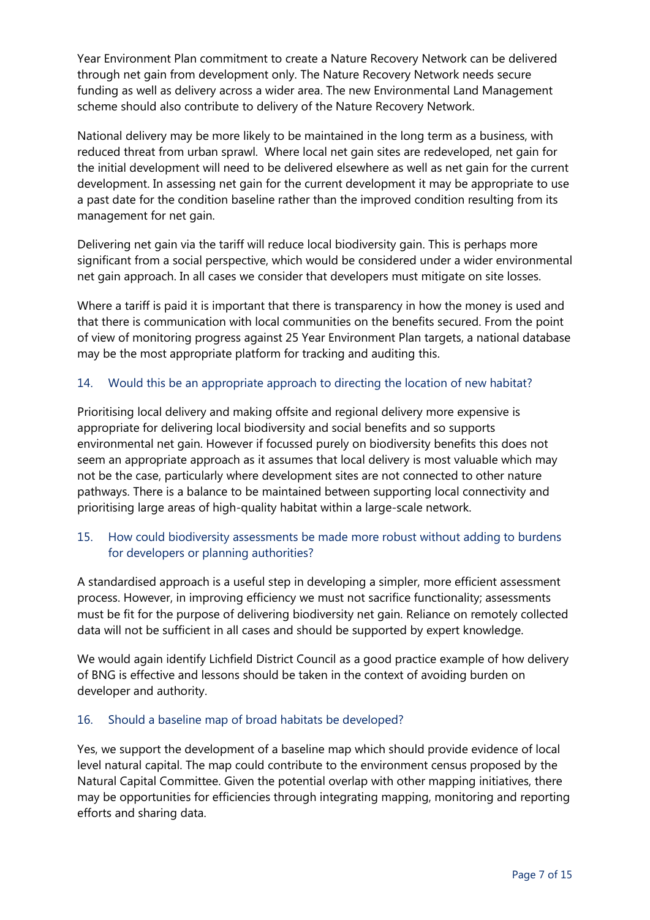Year Environment Plan commitment to create a Nature Recovery Network can be delivered through net gain from development only. The Nature Recovery Network needs secure funding as well as delivery across a wider area. The new Environmental Land Management scheme should also contribute to delivery of the Nature Recovery Network.

National delivery may be more likely to be maintained in the long term as a business, with reduced threat from urban sprawl. Where local net gain sites are redeveloped, net gain for the initial development will need to be delivered elsewhere as well as net gain for the current development. In assessing net gain for the current development it may be appropriate to use a past date for the condition baseline rather than the improved condition resulting from its management for net gain.

Delivering net gain via the tariff will reduce local biodiversity gain. This is perhaps more significant from a social perspective, which would be considered under a wider environmental net gain approach. In all cases we consider that developers must mitigate on site losses.

Where a tariff is paid it is important that there is transparency in how the money is used and that there is communication with local communities on the benefits secured. From the point of view of monitoring progress against 25 Year Environment Plan targets, a national database may be the most appropriate platform for tracking and auditing this.

### 14. Would this be an appropriate approach to directing the location of new habitat?

Prioritising local delivery and making offsite and regional delivery more expensive is appropriate for delivering local biodiversity and social benefits and so supports environmental net gain. However if focussed purely on biodiversity benefits this does not seem an appropriate approach as it assumes that local delivery is most valuable which may not be the case, particularly where development sites are not connected to other nature pathways. There is a balance to be maintained between supporting local connectivity and prioritising large areas of high-quality habitat within a large-scale network.

### 15. How could biodiversity assessments be made more robust without adding to burdens for developers or planning authorities?

A standardised approach is a useful step in developing a simpler, more efficient assessment process. However, in improving efficiency we must not sacrifice functionality; assessments must be fit for the purpose of delivering biodiversity net gain. Reliance on remotely collected data will not be sufficient in all cases and should be supported by expert knowledge.

We would again identify Lichfield District Council as a good practice example of how delivery of BNG is effective and lessons should be taken in the context of avoiding burden on developer and authority.

### 16. Should a baseline map of broad habitats be developed?

Yes, we support the development of a baseline map which should provide evidence of local level natural capital. The map could contribute to the environment census proposed by the Natural Capital Committee. Given the potential overlap with other mapping initiatives, there may be opportunities for efficiencies through integrating mapping, monitoring and reporting efforts and sharing data.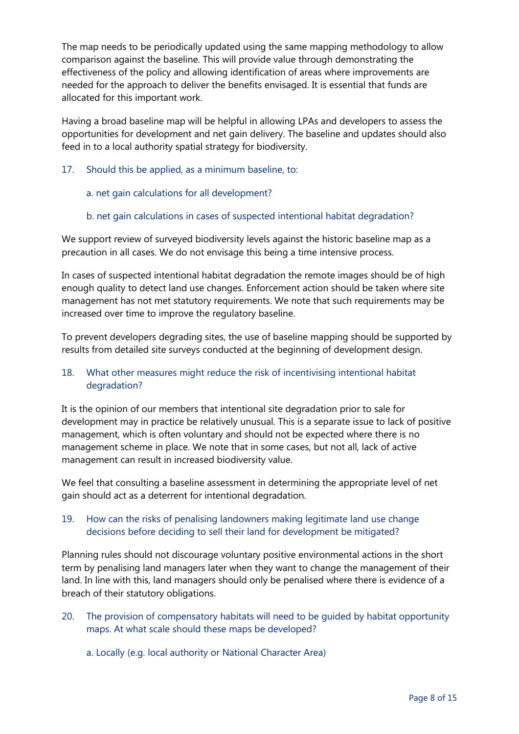The map needs to be periodically updated using the same mapping methodology to allow comparison against the baseline. This will provide value through demonstrating the effectiveness of the policy and allowing identification of areas where improvements are needed for the approach to deliver the benefits envisaged. It is essential that funds are allocated for this important work.

Having a broad baseline map will be helpful in allowing LPAs and developers to assess the opportunities for development and net gain delivery. The baseline and updates should also feed in to a local authority spatial strategy for biodiversity.

17. Should this be applied, as a minimum baseline, to:

    a. net gain calculations for all development?

    b. net gain calculations in cases of suspected intentional habitat degradation?

We support review of surveyed biodiversity levels against the historic baseline map as a precaution in all cases. We do not envisage this being a time intensive process.

In cases of suspected intentional habitat degradation the remote images should be of high enough quality to detect land use changes. Enforcement action should be taken where site management has not met statutory requirements. We note that such requirements may be increased over time to improve the regulatory baseline.

To prevent developers degrading sites, the use of baseline mapping should be supported by results from detailed site surveys conducted at the beginning of development design.

18. What other measures might reduce the risk of incentivising intentional habitat degradation?

It is the opinion of our members that intentional site degradation prior to sale for development may in practice be relatively unusual. This is a separate issue to lack of positive management, which is often voluntary and should not be expected where there is no management scheme in place. We note that in some cases, but not all, lack of active management can result in increased biodiversity value.

We feel that consulting a baseline assessment in determining the appropriate level of net gain should act as a deterrent for intentional degradation.

19. How can the risks of penalising landowners making legitimate land use change decisions before deciding to sell their land for development be mitigated?

Planning rules should not discourage voluntary positive environmental actions in the short term by penalising land managers later when they want to change the management of their land. In line with this, land managers should only be penalised where there is evidence of a breach of their statutory obligations.

20. The provision of compensatory habitats will need to be guided by habitat opportunity maps. At what scale should these maps be developed?

    a. Locally (e.g. local authority or National Character Area)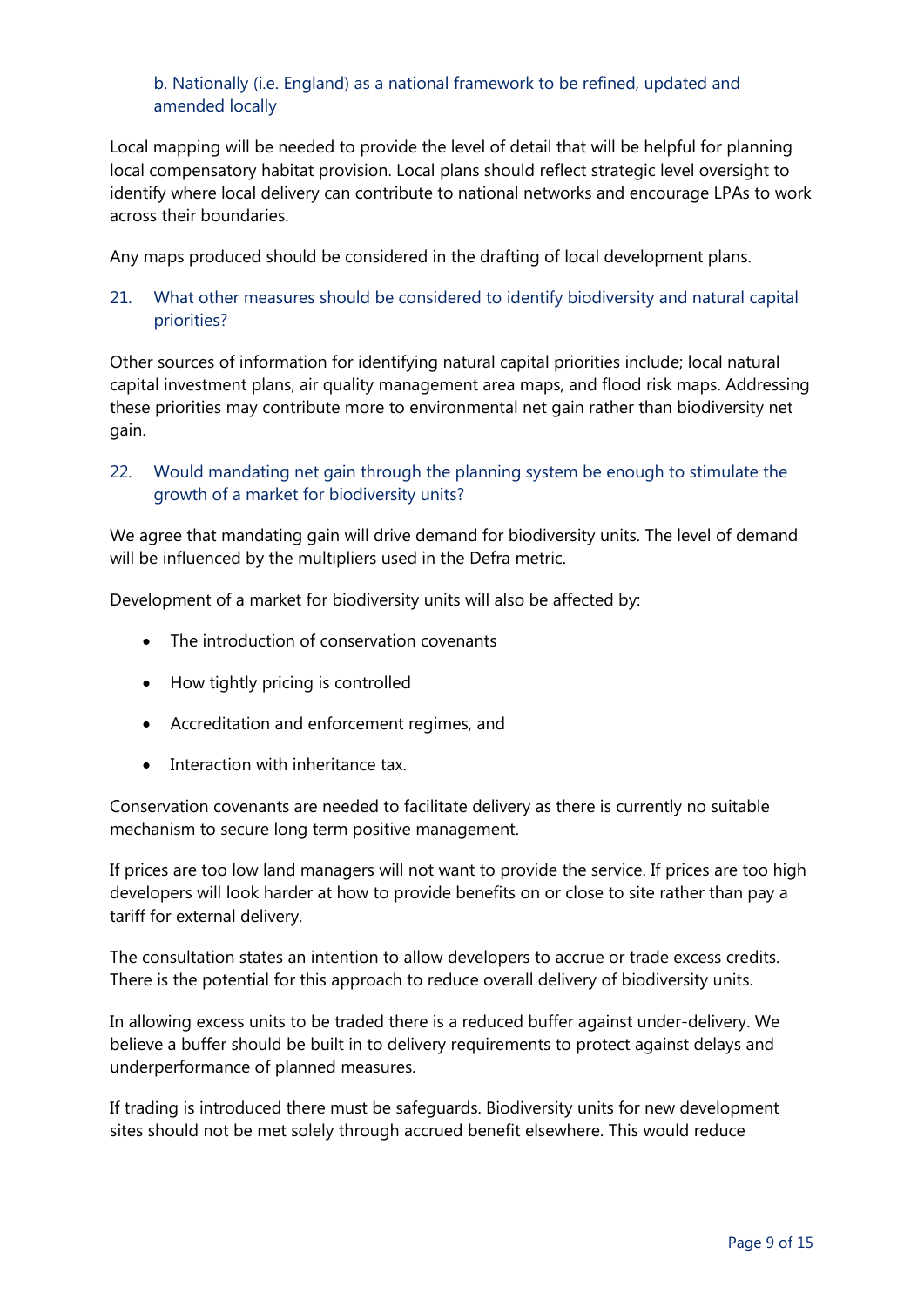b. Nationally (i.e. England) as a national framework to be refined, updated and amended locally

Local mapping will be needed to provide the level of detail that will be helpful for planning local compensatory habitat provision. Local plans should reflect strategic level oversight to identify where local delivery can contribute to national networks and encourage LPAs to work across their boundaries.

Any maps produced should be considered in the drafting of local development plans.

21. What other measures should be considered to identify biodiversity and natural capital priorities?

Other sources of information for identifying natural capital priorities include; local natural capital investment plans, air quality management area maps, and flood risk maps. Addressing these priorities may contribute more to environmental net gain rather than biodiversity net gain.

22. Would mandating net gain through the planning system be enough to stimulate the growth of a market for biodiversity units?

We agree that mandating gain will drive demand for biodiversity units. The level of demand will be influenced by the multipliers used in the Defra metric.

Development of a market for biodiversity units will also be affected by:

- The introduction of conservation covenants
- How tightly pricing is controlled
- Accreditation and enforcement regimes, and
- Interaction with inheritance tax.

Conservation covenants are needed to facilitate delivery as there is currently no suitable mechanism to secure long term positive management.

If prices are too low land managers will not want to provide the service. If prices are too high developers will look harder at how to provide benefits on or close to site rather than pay a tariff for external delivery.

The consultation states an intention to allow developers to accrue or trade excess credits. There is the potential for this approach to reduce overall delivery of biodiversity units.

In allowing excess units to be traded there is a reduced buffer against under-delivery. We believe a buffer should be built in to delivery requirements to protect against delays and underperformance of planned measures.

If trading is introduced there must be safeguards. Biodiversity units for new development sites should not be met solely through accrued benefit elsewhere. This would reduce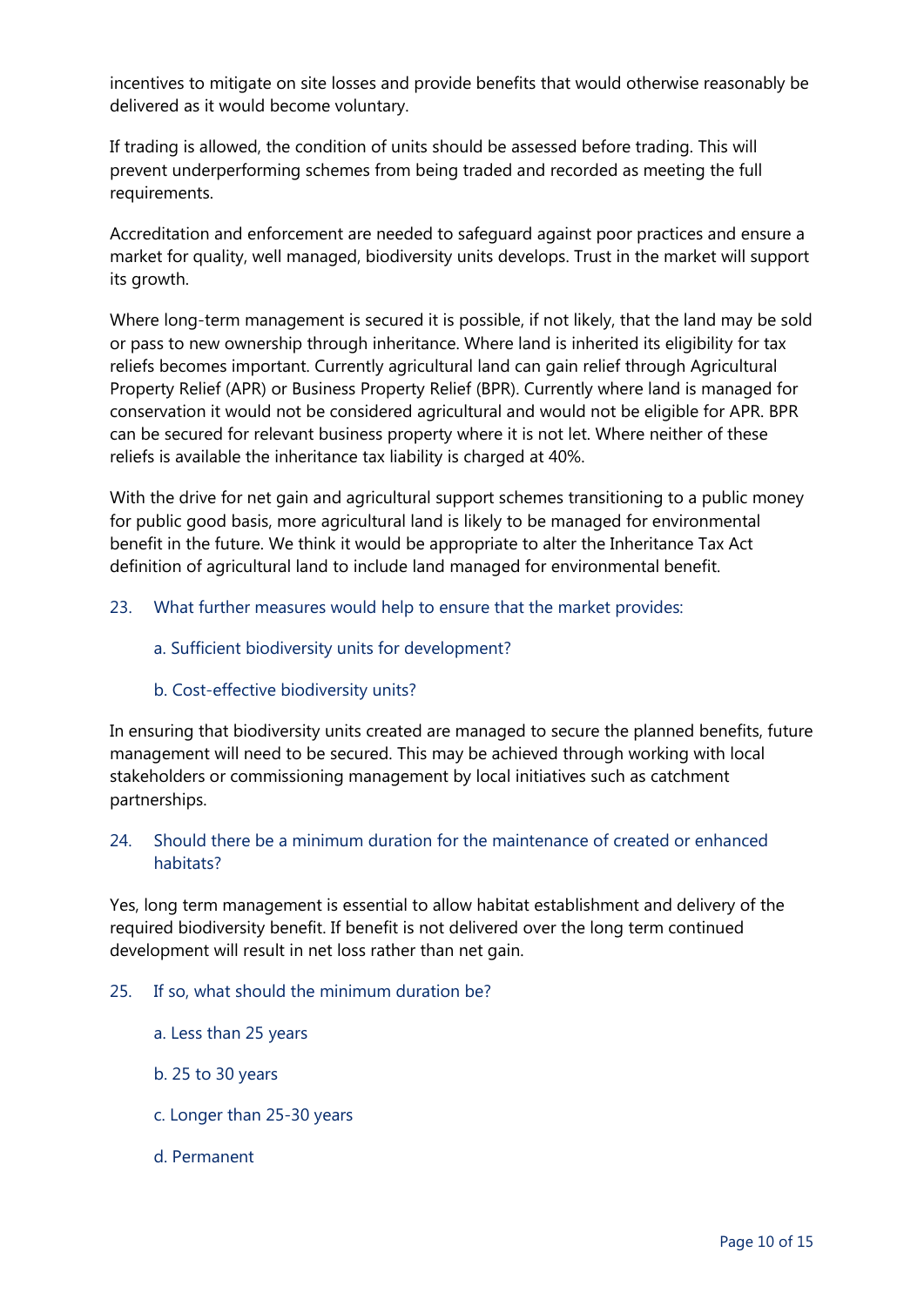incentives to mitigate on site losses and provide benefits that would otherwise reasonably be delivered as it would become voluntary.

If trading is allowed, the condition of units should be assessed before trading. This will prevent underperforming schemes from being traded and recorded as meeting the full requirements.

Accreditation and enforcement are needed to safeguard against poor practices and ensure a market for quality, well managed, biodiversity units develops. Trust in the market will support its growth.

Where long-term management is secured it is possible, if not likely, that the land may be sold or pass to new ownership through inheritance. Where land is inherited its eligibility for tax reliefs becomes important. Currently agricultural land can gain relief through Agricultural Property Relief (APR) or Business Property Relief (BPR). Currently where land is managed for conservation it would not be considered agricultural and would not be eligible for APR. BPR can be secured for relevant business property where it is not let. Where neither of these reliefs is available the inheritance tax liability is charged at 40%.

With the drive for net gain and agricultural support schemes transitioning to a public money for public good basis, more agricultural land is likely to be managed for environmental benefit in the future. We think it would be appropriate to alter the Inheritance Tax Act definition of agricultural land to include land managed for environmental benefit.

23. What further measures would help to ensure that the market provides:

    a. Sufficient biodiversity units for development?

    b. Cost-effective biodiversity units?

In ensuring that biodiversity units created are managed to secure the planned benefits, future management will need to be secured. This may be achieved through working with local stakeholders or commissioning management by local initiatives such as catchment partnerships.

24. Should there be a minimum duration for the maintenance of created or enhanced habitats?

Yes, long term management is essential to allow habitat establishment and delivery of the required biodiversity benefit. If benefit is not delivered over the long term continued development will result in net loss rather than net gain.

25. If so, what should the minimum duration be?

    a. Less than 25 years

    b. 25 to 30 years

    c. Longer than 25-30 years

    d. Permanent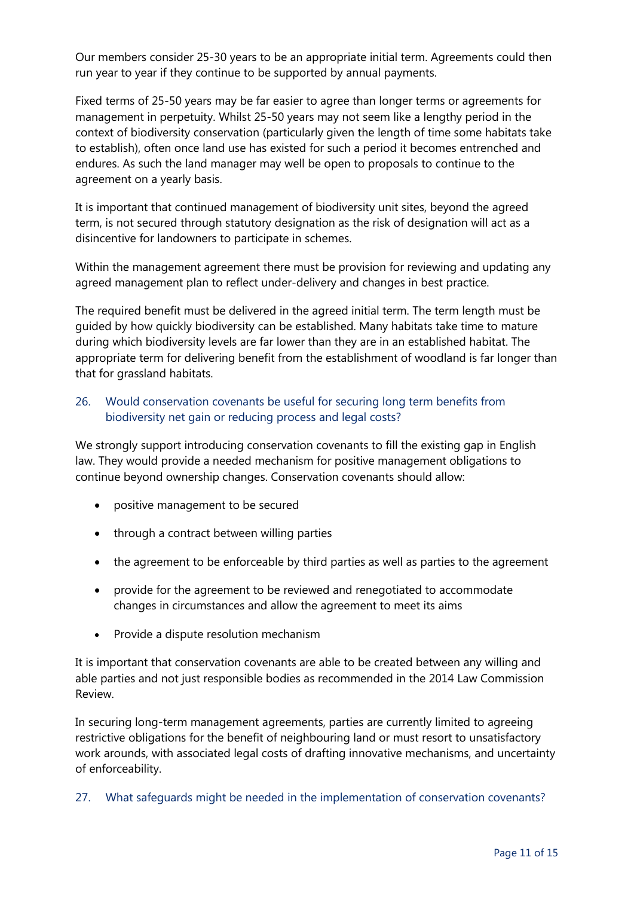Our members consider 25-30 years to be an appropriate initial term. Agreements could then run year to year if they continue to be supported by annual payments.

Fixed terms of 25-50 years may be far easier to agree than longer terms or agreements for management in perpetuity. Whilst 25-50 years may not seem like a lengthy period in the context of biodiversity conservation (particularly given the length of time some habitats take to establish), often once land use has existed for such a period it becomes entrenched and endures. As such the land manager may well be open to proposals to continue to the agreement on a yearly basis.

It is important that continued management of biodiversity unit sites, beyond the agreed term, is not secured through statutory designation as the risk of designation will act as a disincentive for landowners to participate in schemes.

Within the management agreement there must be provision for reviewing and updating any agreed management plan to reflect under-delivery and changes in best practice.

The required benefit must be delivered in the agreed initial term. The term length must be guided by how quickly biodiversity can be established. Many habitats take time to mature during which biodiversity levels are far lower than they are in an established habitat. The appropriate term for delivering benefit from the establishment of woodland is far longer than that for grassland habitats.

### 26. Would conservation covenants be useful for securing long term benefits from biodiversity net gain or reducing process and legal costs?

We strongly support introducing conservation covenants to fill the existing gap in English law. They would provide a needed mechanism for positive management obligations to continue beyond ownership changes. Conservation covenants should allow:

- positive management to be secured
- through a contract between willing parties
- the agreement to be enforceable by third parties as well as parties to the agreement
- provide for the agreement to be reviewed and renegotiated to accommodate changes in circumstances and allow the agreement to meet its aims
- Provide a dispute resolution mechanism

It is important that conservation covenants are able to be created between any willing and able parties and not just responsible bodies as recommended in the 2014 Law Commission Review.

In securing long-term management agreements, parties are currently limited to agreeing restrictive obligations for the benefit of neighbouring land or must resort to unsatisfactory work arounds, with associated legal costs of drafting innovative mechanisms, and uncertainty of enforceability.

### 27. What safeguards might be needed in the implementation of conservation covenants?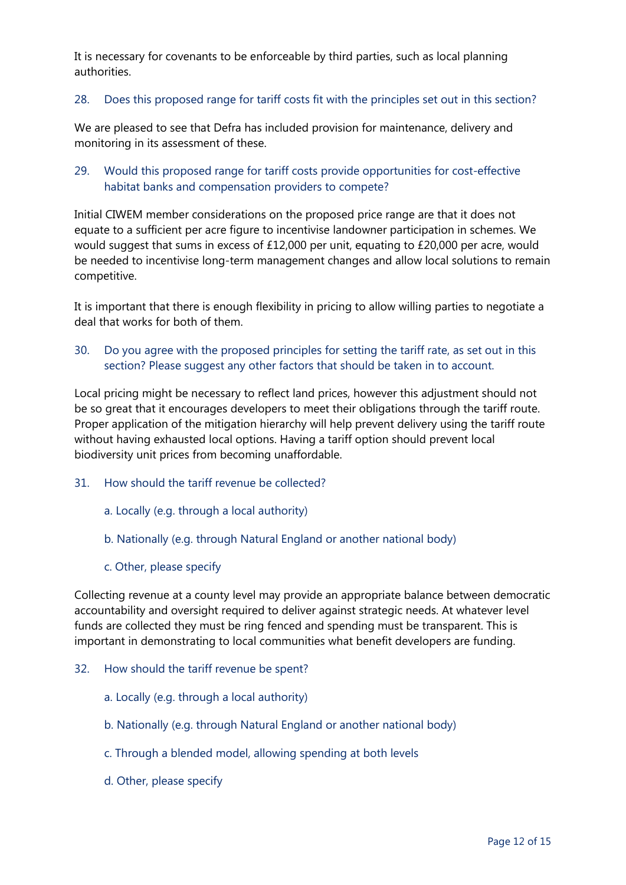It is necessary for covenants to be enforceable by third parties, such as local planning authorities.

28. Does this proposed range for tariff costs fit with the principles set out in this section?

We are pleased to see that Defra has included provision for maintenance, delivery and monitoring in its assessment of these.

29. Would this proposed range for tariff costs provide opportunities for cost-effective habitat banks and compensation providers to compete?

Initial CIWEM member considerations on the proposed price range are that it does not equate to a sufficient per acre figure to incentivise landowner participation in schemes. We would suggest that sums in excess of £12,000 per unit, equating to £20,000 per acre, would be needed to incentivise long-term management changes and allow local solutions to remain competitive.

It is important that there is enough flexibility in pricing to allow willing parties to negotiate a deal that works for both of them.

30. Do you agree with the proposed principles for setting the tariff rate, as set out in this section? Please suggest any other factors that should be taken in to account.

Local pricing might be necessary to reflect land prices, however this adjustment should not be so great that it encourages developers to meet their obligations through the tariff route. Proper application of the mitigation hierarchy will help prevent delivery using the tariff route without having exhausted local options. Having a tariff option should prevent local biodiversity unit prices from becoming unaffordable.

31. How should the tariff revenue be collected?

   a. Locally (e.g. through a local authority)

   b. Nationally (e.g. through Natural England or another national body)

   c. Other, please specify

Collecting revenue at a county level may provide an appropriate balance between democratic accountability and oversight required to deliver against strategic needs. At whatever level funds are collected they must be ring fenced and spending must be transparent. This is important in demonstrating to local communities what benefit developers are funding.

32. How should the tariff revenue be spent?

   a. Locally (e.g. through a local authority)

   b. Nationally (e.g. through Natural England or another national body)

   c. Through a blended model, allowing spending at both levels

   d. Other, please specify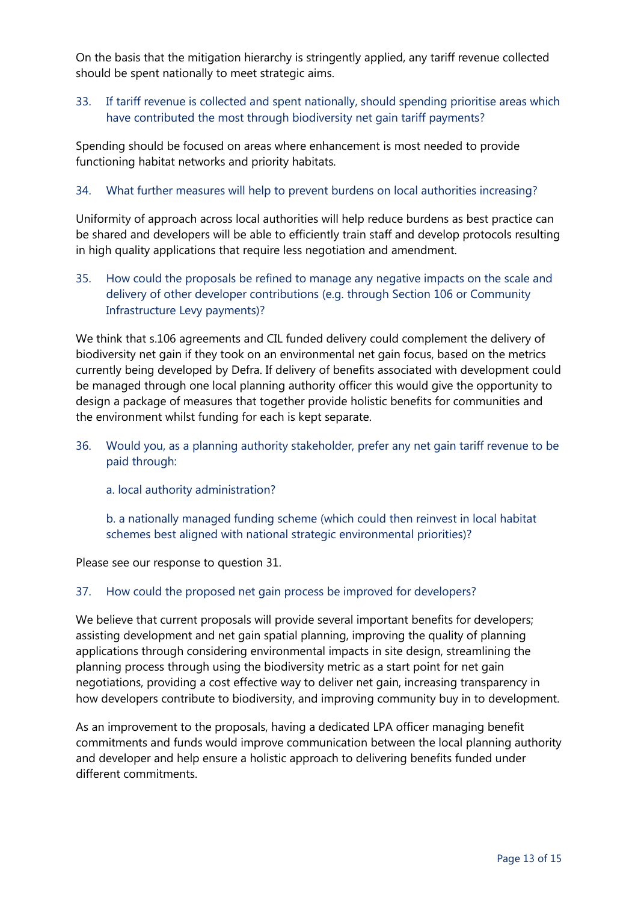On the basis that the mitigation hierarchy is stringently applied, any tariff revenue collected should be spent nationally to meet strategic aims.

33. If tariff revenue is collected and spent nationally, should spending prioritise areas which have contributed the most through biodiversity net gain tariff payments?

Spending should be focused on areas where enhancement is most needed to provide functioning habitat networks and priority habitats.

34. What further measures will help to prevent burdens on local authorities increasing?

Uniformity of approach across local authorities will help reduce burdens as best practice can be shared and developers will be able to efficiently train staff and develop protocols resulting in high quality applications that require less negotiation and amendment.

35. How could the proposals be refined to manage any negative impacts on the scale and delivery of other developer contributions (e.g. through Section 106 or Community Infrastructure Levy payments)?

We think that s.106 agreements and CIL funded delivery could complement the delivery of biodiversity net gain if they took on an environmental net gain focus, based on the metrics currently being developed by Defra. If delivery of benefits associated with development could be managed through one local planning authority officer this would give the opportunity to design a package of measures that together provide holistic benefits for communities and the environment whilst funding for each is kept separate.

36. Would you, as a planning authority stakeholder, prefer any net gain tariff revenue to be paid through:

   a. local authority administration?

   b. a nationally managed funding scheme (which could then reinvest in local habitat schemes best aligned with national strategic environmental priorities)?

Please see our response to question 31.

37. How could the proposed net gain process be improved for developers?

We believe that current proposals will provide several important benefits for developers; assisting development and net gain spatial planning, improving the quality of planning applications through considering environmental impacts in site design, streamlining the planning process through using the biodiversity metric as a start point for net gain negotiations, providing a cost effective way to deliver net gain, increasing transparency in how developers contribute to biodiversity, and improving community buy in to development.

As an improvement to the proposals, having a dedicated LPA officer managing benefit commitments and funds would improve communication between the local planning authority and developer and help ensure a holistic approach to delivering benefits funded under different commitments.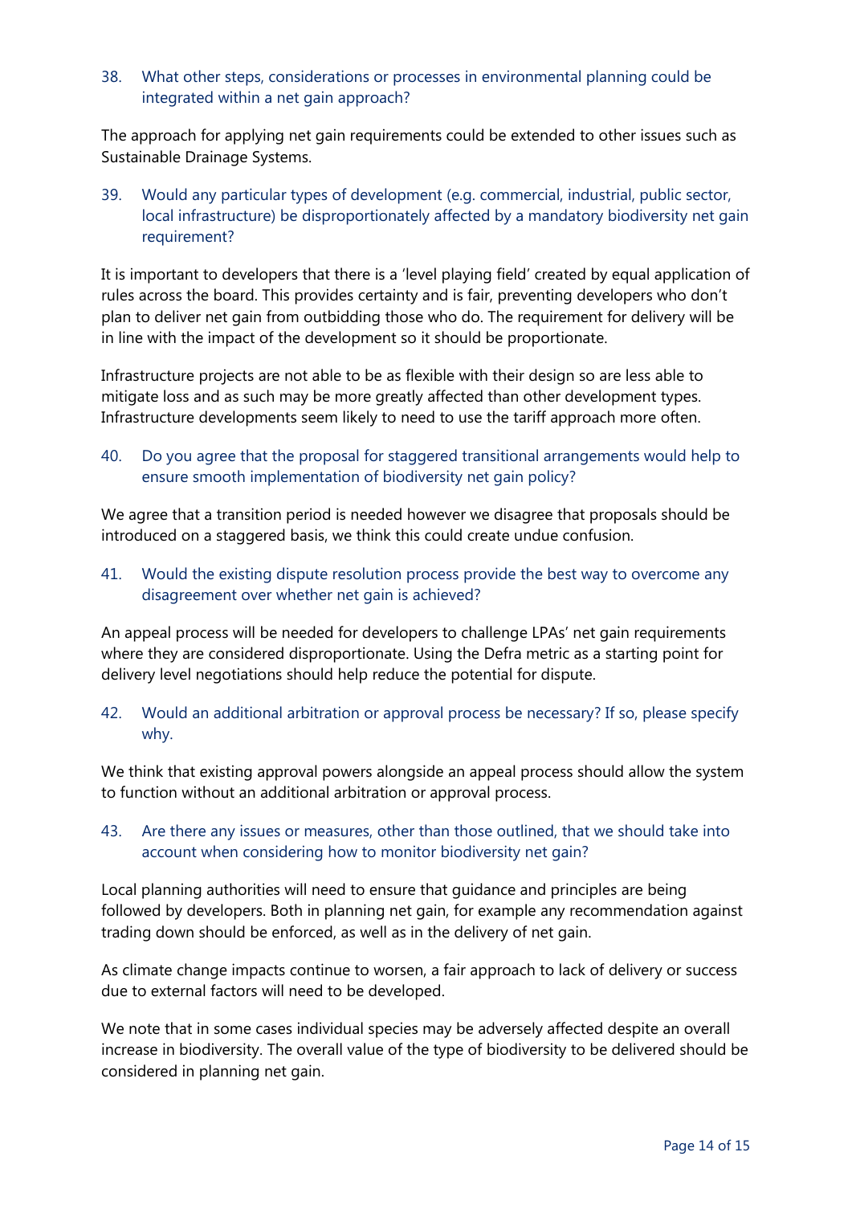38. What other steps, considerations or processes in environmental planning could be integrated within a net gain approach?

The approach for applying net gain requirements could be extended to other issues such as Sustainable Drainage Systems.

39. Would any particular types of development (e.g. commercial, industrial, public sector, local infrastructure) be disproportionately affected by a mandatory biodiversity net gain requirement?

It is important to developers that there is a 'level playing field' created by equal application of rules across the board. This provides certainty and is fair, preventing developers who don't plan to deliver net gain from outbidding those who do. The requirement for delivery will be in line with the impact of the development so it should be proportionate.

Infrastructure projects are not able to be as flexible with their design so are less able to mitigate loss and as such may be more greatly affected than other development types. Infrastructure developments seem likely to need to use the tariff approach more often.

40. Do you agree that the proposal for staggered transitional arrangements would help to ensure smooth implementation of biodiversity net gain policy?

We agree that a transition period is needed however we disagree that proposals should be introduced on a staggered basis, we think this could create undue confusion.

41. Would the existing dispute resolution process provide the best way to overcome any disagreement over whether net gain is achieved?

An appeal process will be needed for developers to challenge LPAs' net gain requirements where they are considered disproportionate. Using the Defra metric as a starting point for delivery level negotiations should help reduce the potential for dispute.

42. Would an additional arbitration or approval process be necessary? If so, please specify why.

We think that existing approval powers alongside an appeal process should allow the system to function without an additional arbitration or approval process.

43. Are there any issues or measures, other than those outlined, that we should take into account when considering how to monitor biodiversity net gain?

Local planning authorities will need to ensure that guidance and principles are being followed by developers. Both in planning net gain, for example any recommendation against trading down should be enforced, as well as in the delivery of net gain.

As climate change impacts continue to worsen, a fair approach to lack of delivery or success due to external factors will need to be developed.

We note that in some cases individual species may be adversely affected despite an overall increase in biodiversity. The overall value of the type of biodiversity to be delivered should be considered in planning net gain.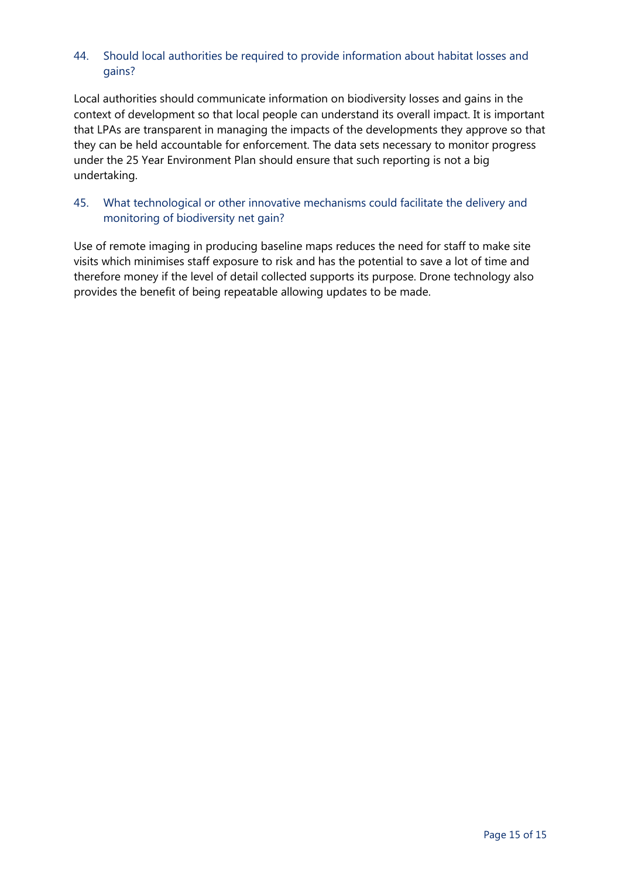### 44. Should local authorities be required to provide information about habitat losses and gains?

Local authorities should communicate information on biodiversity losses and gains in the context of development so that local people can understand its overall impact. It is important that LPAs are transparent in managing the impacts of the developments they approve so that they can be held accountable for enforcement. The data sets necessary to monitor progress under the 25 Year Environment Plan should ensure that such reporting is not a big undertaking.

### 45. What technological or other innovative mechanisms could facilitate the delivery and monitoring of biodiversity net gain?

Use of remote imaging in producing baseline maps reduces the need for staff to make site visits which minimises staff exposure to risk and has the potential to save a lot of time and therefore money if the level of detail collected supports its purpose. Drone technology also provides the benefit of being repeatable allowing updates to be made.